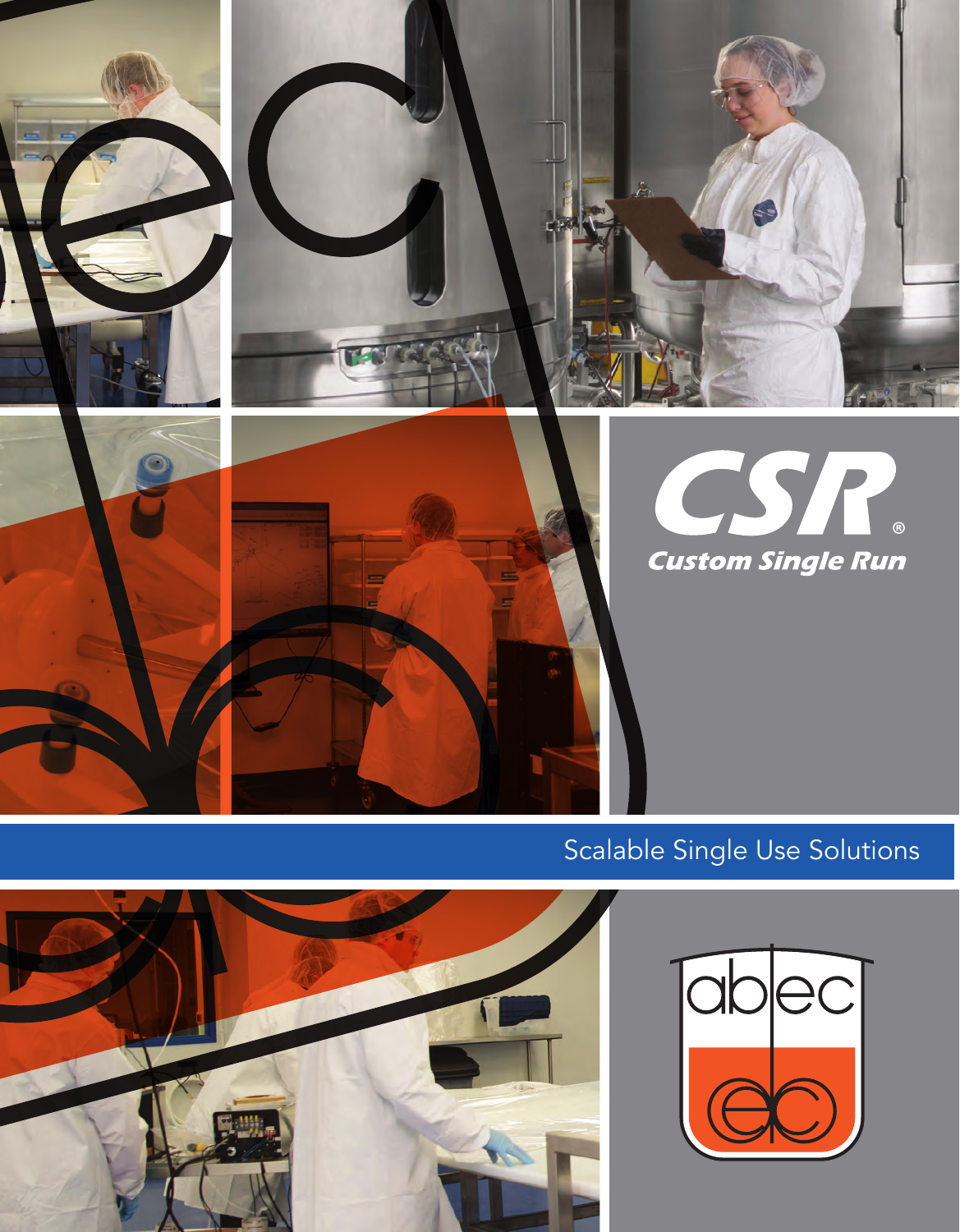# CSR®

## Custom Single Run

Scalable Single Use Solutions

abec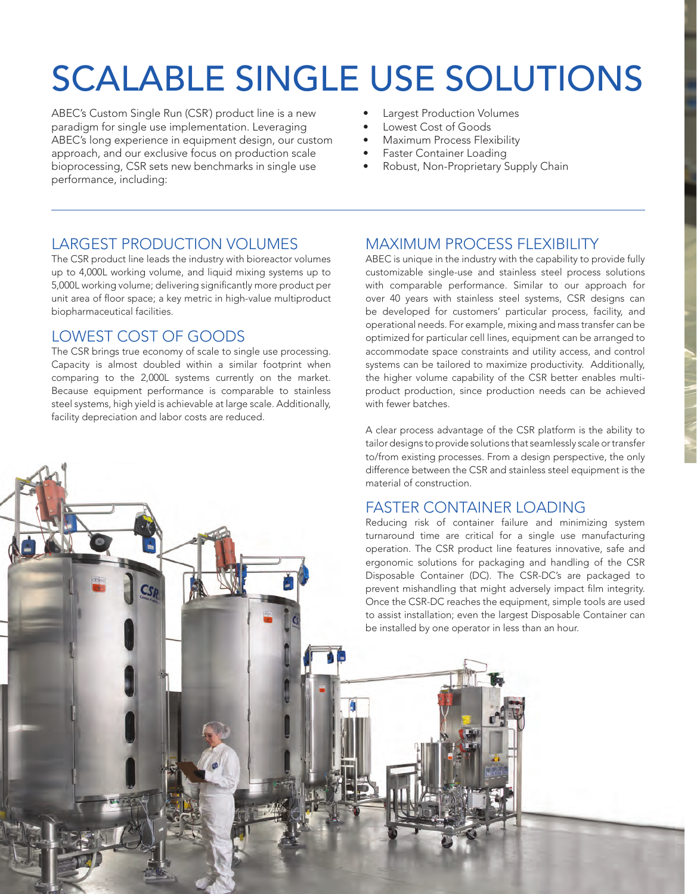# SCALABLE SINGLE USE SOLUTIONS

ABEC's Custom Single Run (CSR) product line is a new paradigm for single use implementation. Leveraging ABEC's long experience in equipment design, our custom approach, and our exclusive focus on production scale bioprocessing, CSR sets new benchmarks in single use performance, including:

- Largest Production Volumes
- Lowest Cost of Goods
- Maximum Process Flexibility
- Faster Container Loading
- Robust, Non-Proprietary Supply Chain

## LARGEST PRODUCTION VOLUMES

The CSR product line leads the industry with bioreactor volumes up to 4,000L working volume, and liquid mixing systems up to 5,000L working volume; delivering significantly more product per unit area of floor space; a key metric in high-value multiproduct biopharmaceutical facilities.

## LOWEST COST OF GOODS

The CSR brings true economy of scale to single use processing. Capacity is almost doubled within a similar footprint when comparing to the 2,000L systems currently on the market. Because equipment performance is comparable to stainless steel systems, high yield is achievable at large scale. Additionally, facility depreciation and labor costs are reduced.

## MAXIMUM PROCESS FLEXIBILITY

ABEC is unique in the industry with the capability to provide fully customizable single-use and stainless steel process solutions with comparable performance. Similar to our approach for over 40 years with stainless steel systems, CSR designs can be developed for customers' particular process, facility, and operational needs. For example, mixing and mass transfer can be optimized for particular cell lines, equipment can be arranged to accommodate space constraints and utility access, and control systems can be tailored to maximize productivity. Additionally, the higher volume capability of the CSR better enables multi-product production, since production needs can be achieved with fewer batches.

A clear process advantage of the CSR platform is the ability to tailor designs to provide solutions that seamlessly scale or transfer to/from existing processes. From a design perspective, the only difference between the CSR and stainless steel equipment is the material of construction.

## FASTER CONTAINER LOADING

Reducing risk of container failure and minimizing system turnaround time are critical for a single use manufacturing operation. The CSR product line features innovative, safe and ergonomic solutions for packaging and handling of the CSR Disposable Container (DC). The CSR-DC's are packaged to prevent mishandling that might adversely impact film integrity. Once the CSR-DC reaches the equipment, simple tools are used to assist installation; even the largest Disposable Container can be installed by one operator in less than an hour.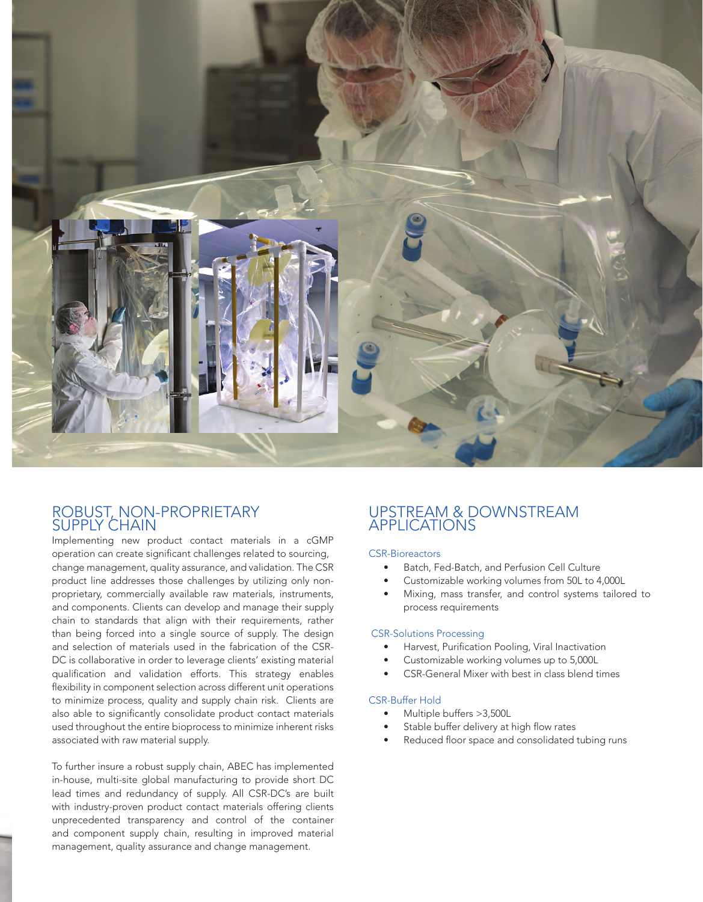## ROBUST, NON-PROPRIETARY SUPPLY CHAIN

Implementing new product contact materials in a cGMP operation can create significant challenges related to sourcing, change management, quality assurance, and validation. The CSR product line addresses those challenges by utilizing only non-proprietary, commercially available raw materials, instruments, and components. Clients can develop and manage their supply chain to standards that align with their requirements, rather than being forced into a single source of supply. The design and selection of materials used in the fabrication of the CSR-DC is collaborative in order to leverage clients' existing material qualification and validation efforts. This strategy enables flexibility in component selection across different unit operations to minimize process, quality and supply chain risk. Clients are also able to significantly consolidate product contact materials used throughout the entire bioprocess to minimize inherent risks associated with raw material supply.

To further insure a robust supply chain, ABEC has implemented in-house, multi-site global manufacturing to provide short DC lead times and redundancy of supply. All CSR-DC's are built with industry-proven product contact materials offering clients unprecedented transparency and control of the container and component supply chain, resulting in improved material management, quality assurance and change management.

## UPSTREAM & DOWNSTREAM APPLICATIONS

### CSR-Bioreactors

- Batch, Fed-Batch, and Perfusion Cell Culture
- Customizable working volumes from 50L to 4,000L
- Mixing, mass transfer, and control systems tailored to process requirements

### CSR-Solutions Processing

- Harvest, Purification Pooling, Viral Inactivation
- Customizable working volumes up to 5,000L
- CSR-General Mixer with best in class blend times

### CSR-Buffer Hold

- Multiple buffers >3,500L
- Stable buffer delivery at high flow rates
- Reduced floor space and consolidated tubing runs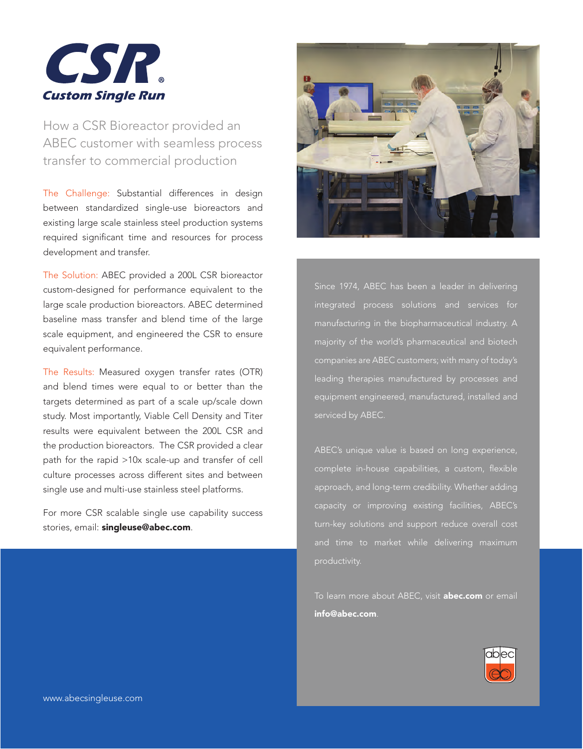# CSR®

## Custom Single Run

How a CSR Bioreactor provided an ABEC customer with seamless process transfer to commercial production

The Challenge: Substantial differences in design between standardized single-use bioreactors and existing large scale stainless steel production systems required significant time and resources for process development and transfer.

The Solution: ABEC provided a 200L CSR bioreactor custom-designed for performance equivalent to the large scale production bioreactors. ABEC determined baseline mass transfer and blend time of the large scale equipment, and engineered the CSR to ensure equivalent performance.

The Results: Measured oxygen transfer rates (OTR) and blend times were equal to or better than the targets determined as part of a scale up/scale down study. Most importantly, Viable Cell Density and Titer results were equivalent between the 200L CSR and the production bioreactors. The CSR provided a clear path for the rapid >10x scale-up and transfer of cell culture processes across different sites and between single use and multi-use stainless steel platforms.

For more CSR scalable single use capability success stories, email: **singleuse@abec.com**.

Since 1974, ABEC has been a leader in delivering integrated process solutions and services for manufacturing in the biopharmaceutical industry. A majority of the world's pharmaceutical and biotech companies are ABEC customers; with many of today's leading therapies manufactured by processes and equipment engineered, manufactured, installed and serviced by ABEC.

ABEC's unique value is based on long experience, complete in-house capabilities, a custom, flexible approach, and long-term credibility. Whether adding capacity or improving existing facilities, ABEC's turn-key solutions and support reduce overall cost and time to market while delivering maximum productivity.

To learn more about ABEC, visit **abec.com** or email **info@abec.com**.

www.abecsingleuse.com